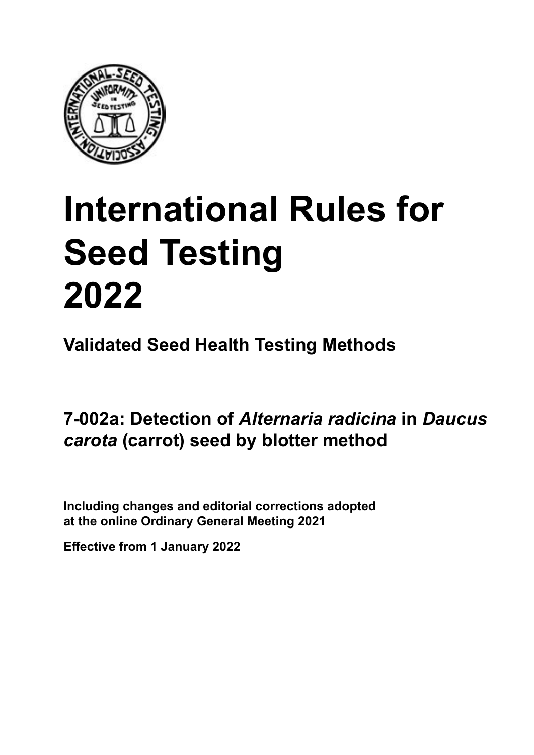# International Rules for Seed Testing 2022

**Validated Seed Health Testing Methods**

## 7-002a: Detection of *Alternaria radicina* in *Daucus carota* (carrot) seed by blotter method

**Including changes and editorial corrections adopted at the online Ordinary General Meeting 2021**

**Effective from 1 January 2022**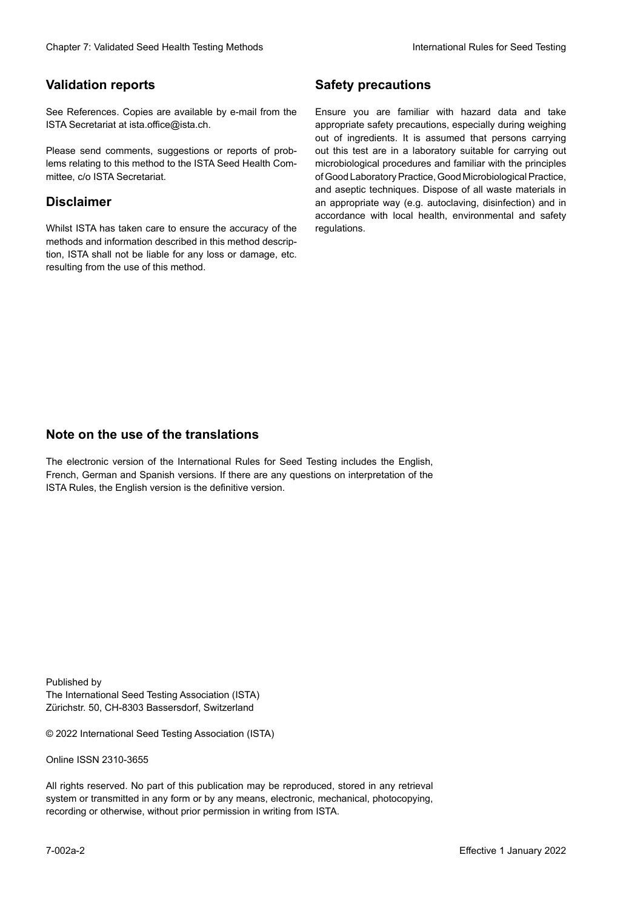## Validation reports

See References. Copies are available by e-mail from the ISTA Secretariat at ista.office@ista.ch.

Please send comments, suggestions or reports of problems relating to this method to the ISTA Seed Health Committee, c/o ISTA Secretariat.

## Disclaimer

Whilst ISTA has taken care to ensure the accuracy of the methods and information described in this method description, ISTA shall not be liable for any loss or damage, etc. resulting from the use of this method.

## Safety precautions

Ensure you are familiar with hazard data and take appropriate safety precautions, especially during weighing out of ingredients. It is assumed that persons carrying out this test are in a laboratory suitable for carrying out microbiological procedures and familiar with the principles of Good Laboratory Practice, Good Microbiological Practice, and aseptic techniques. Dispose of all waste materials in an appropriate way (e.g. autoclaving, disinfection) and in accordance with local health, environmental and safety regulations.

## Note on the use of the translations

The electronic version of the International Rules for Seed Testing includes the English, French, German and Spanish versions. If there are any questions on interpretation of the ISTA Rules, the English version is the definitive version.

Published by
The International Seed Testing Association (ISTA)
Zürichstr. 50, CH-8303 Bassersdorf, Switzerland

© 2022 International Seed Testing Association (ISTA)

Online ISSN 2310-3655

All rights reserved. No part of this publication may be reproduced, stored in any retrieval system or transmitted in any form or by any means, electronic, mechanical, photocopying, recording or otherwise, without prior permission in writing from ISTA.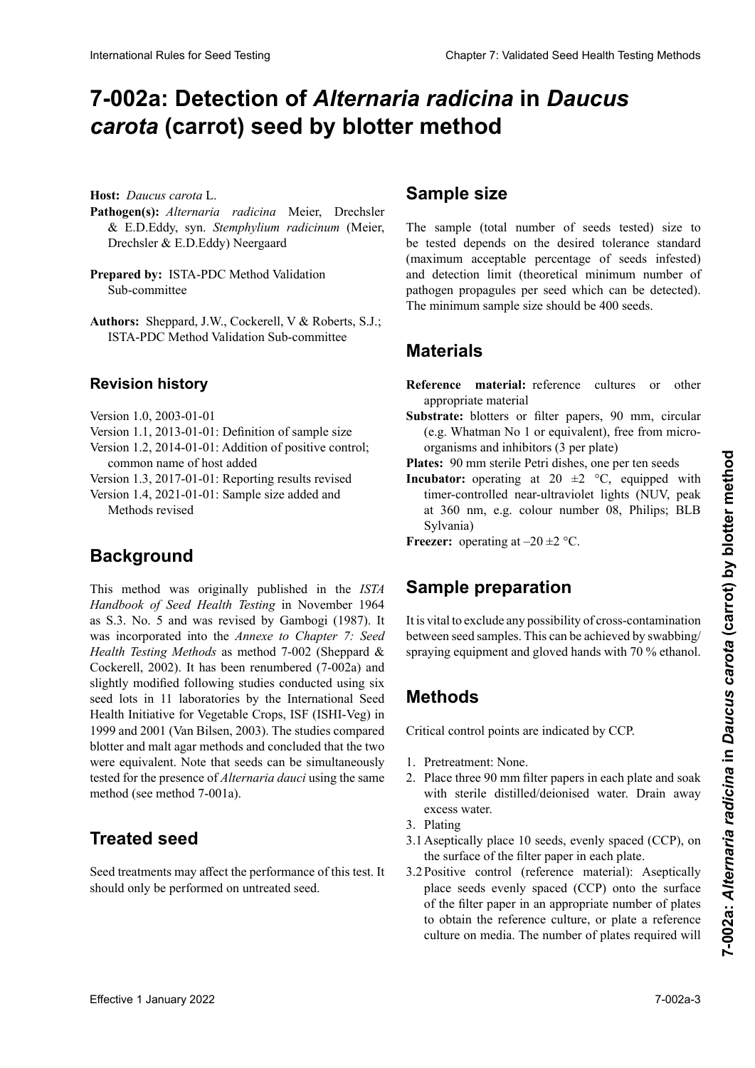# 7-002a: Detection of *Alternaria radicina* in *Daucus carota* (carrot) seed by blotter method

**Host:** *Daucus carota* L.

**Pathogen(s):** *Alternaria radicina* Meier, Drechsler & E.D.Eddy, syn. *Stemphylium radicinum* (Meier, Drechsler & E.D.Eddy) Neergaard

**Prepared by:** ISTA-PDC Method Validation Sub-committee

**Authors:** Sheppard, J.W., Cockerell, V & Roberts, S.J.; ISTA-PDC Method Validation Sub-committee

## Revision history

Version 1.0, 2003-01-01
Version 1.1, 2013-01-01: Definition of sample size
Version 1.2, 2014-01-01: Addition of positive control; common name of host added
Version 1.3, 2017-01-01: Reporting results revised
Version 1.4, 2021-01-01: Sample size added and Methods revised

## Background

This method was originally published in the *ISTA Handbook of Seed Health Testing* in November 1964 as S.3. No. 5 and was revised by Gambogi (1987). It was incorporated into the *Annexe to Chapter 7: Seed Health Testing Methods* as method 7-002 (Sheppard & Cockerell, 2002). It has been renumbered (7-002a) and slightly modified following studies conducted using six seed lots in 11 laboratories by the International Seed Health Initiative for Vegetable Crops, ISF (ISHI-Veg) in 1999 and 2001 (Van Bilsen, 2003). The studies compared blotter and malt agar methods and concluded that the two were equivalent. Note that seeds can be simultaneously tested for the presence of *Alternaria dauci* using the same method (see method 7-001a).

## Treated seed

Seed treatments may affect the performance of this test. It should only be performed on untreated seed.

## Sample size

The sample (total number of seeds tested) size to be tested depends on the desired tolerance standard (maximum acceptable percentage of seeds infested) and detection limit (theoretical minimum number of pathogen propagules per seed which can be detected). The minimum sample size should be 400 seeds.

## Materials

**Reference material:** reference cultures or other appropriate material

**Substrate:** blotters or filter papers, 90 mm, circular (e.g. Whatman No 1 or equivalent), free from micro-organisms and inhibitors (3 per plate)

**Plates:** 90 mm sterile Petri dishes, one per ten seeds

**Incubator:** operating at 20 ±2 °C, equipped with timer-controlled near-ultraviolet lights (NUV, peak at 360 nm, e.g. colour number 08, Philips; BLB Sylvania)

**Freezer:** operating at –20 ±2 °C.

## Sample preparation

It is vital to exclude any possibility of cross-contamination between seed samples. This can be achieved by swabbing/spraying equipment and gloved hands with 70 % ethanol.

## Methods

Critical control points are indicated by CCP.

1. Pretreatment: None.
2. Place three 90 mm filter papers in each plate and soak with sterile distilled/deionised water. Drain away excess water.
3. Plating

3.1 Aseptically place 10 seeds, evenly spaced (CCP), on the surface of the filter paper in each plate.

3.2 Positive control (reference material): Aseptically place seeds evenly spaced (CCP) onto the surface of the filter paper in an appropriate number of plates to obtain the reference culture, or plate a reference culture on media. The number of plates required will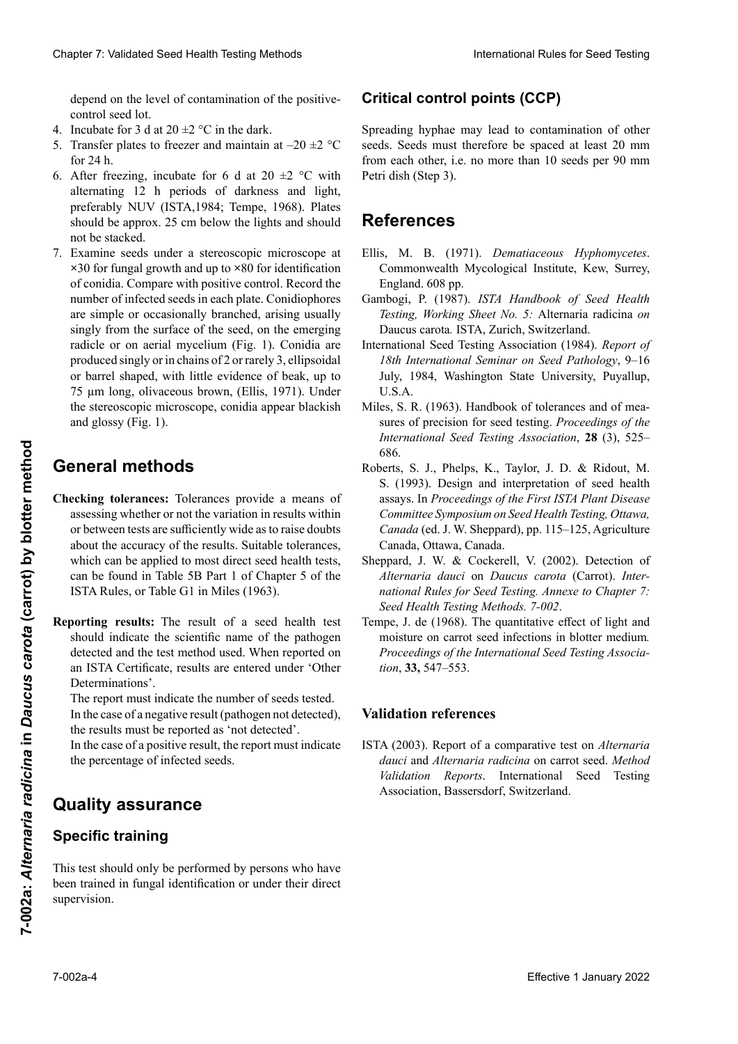depend on the level of contamination of the positive-control seed lot.

4. Incubate for 3 d at 20 ±2 °C in the dark.
5. Transfer plates to freezer and maintain at –20 ±2 °C for 24 h.
6. After freezing, incubate for 6 d at 20 ±2 °C with alternating 12 h periods of darkness and light, preferably NUV (ISTA,1984; Tempe, 1968). Plates should be approx. 25 cm below the lights and should not be stacked.
7. Examine seeds under a stereoscopic microscope at ×30 for fungal growth and up to ×80 for identification of conidia. Compare with positive control. Record the number of infected seeds in each plate. Conidiophores are simple or occasionally branched, arising usually singly from the surface of the seed, on the emerging radicle or on aerial mycelium (Fig. 1). Conidia are produced singly or in chains of 2 or rarely 3, ellipsoidal or barrel shaped, with little evidence of beak, up to 75 µm long, olivaceous brown, (Ellis, 1971). Under the stereoscopic microscope, conidia appear blackish and glossy (Fig. 1).

## General methods

**Checking tolerances:** Tolerances provide a means of assessing whether or not the variation in results within or between tests are sufficiently wide as to raise doubts about the accuracy of the results. Suitable tolerances, which can be applied to most direct seed health tests, can be found in Table 5B Part 1 of Chapter 5 of the ISTA Rules, or Table G1 in Miles (1963).

**Reporting results:** The result of a seed health test should indicate the scientific name of the pathogen detected and the test method used. When reported on an ISTA Certificate, results are entered under 'Other Determinations'.

The report must indicate the number of seeds tested.

In the case of a negative result (pathogen not detected), the results must be reported as 'not detected'.

In the case of a positive result, the report must indicate the percentage of infected seeds.

## Quality assurance

### Specific training

This test should only be performed by persons who have been trained in fungal identification or under their direct supervision.

### Critical control points (CCP)

Spreading hyphae may lead to contamination of other seeds. Seeds must therefore be spaced at least 20 mm from each other, i.e. no more than 10 seeds per 90 mm Petri dish (Step 3).

## References

Ellis, M. B. (1971). *Dematiaceous Hyphomycetes*. Commonwealth Mycological Institute, Kew, Surrey, England. 608 pp.

Gambogi, P. (1987). *ISTA Handbook of Seed Health Testing, Working Sheet No. 5:* Alternaria radicina *on* Daucus carota*.* ISTA, Zurich, Switzerland.

International Seed Testing Association (1984). *Report of 18th International Seminar on Seed Pathology*, 9–16 July, 1984, Washington State University, Puyallup, U.S.A.

Miles, S. R. (1963). Handbook of tolerances and of measures of precision for seed testing. *Proceedings of the International Seed Testing Association*, **28** (3), 525–686.

Roberts, S. J., Phelps, K., Taylor, J. D. & Ridout, M. S. (1993). Design and interpretation of seed health assays. In *Proceedings of the First ISTA Plant Disease Committee Symposium on Seed Health Testing, Ottawa, Canada* (ed. J. W. Sheppard), pp. 115–125, Agriculture Canada, Ottawa, Canada.

Sheppard, J. W. & Cockerell, V. (2002). Detection of *Alternaria dauci* on *Daucus carota* (Carrot). *International Rules for Seed Testing. Annexe to Chapter 7: Seed Health Testing Methods. 7-002*.

Tempe, J. de (1968). The quantitative effect of light and moisture on carrot seed infections in blotter medium*. Proceedings of the International Seed Testing Association*, **33,** 547–553.

### Validation references

ISTA (2003). Report of a comparative test on *Alternaria dauci* and *Alternaria radicina* on carrot seed. *Method Validation Reports*. International Seed Testing Association, Bassersdorf, Switzerland.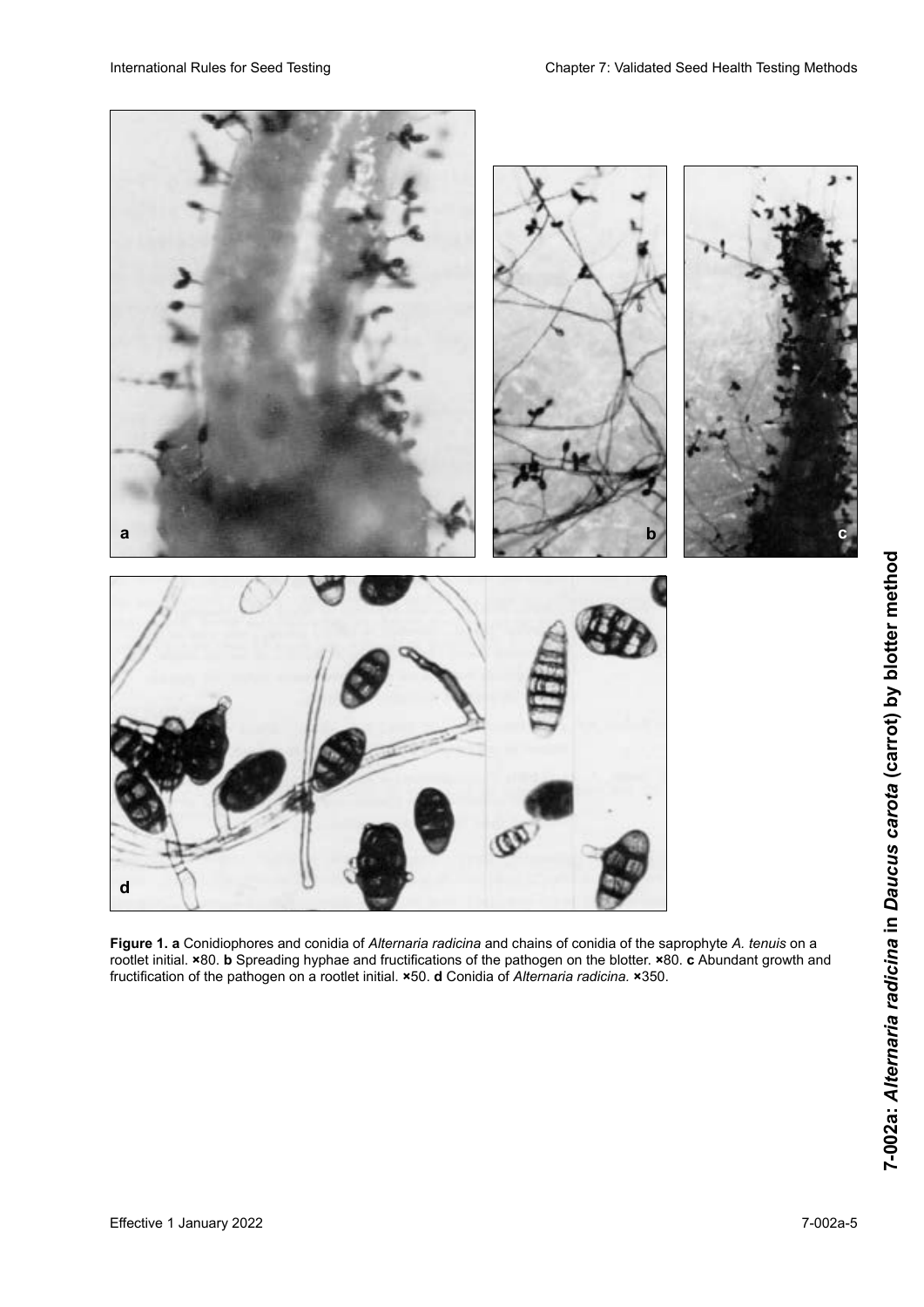**Figure 1. a** Conidiophores and conidia of *Alternaria radicina* and chains of conidia of the saprophyte *A. tenuis* on a rootlet initial. ×80. **b** Spreading hyphae and fructifications of the pathogen on the blotter. ×80. **c** Abundant growth and fructification of the pathogen on a rootlet initial. ×50. **d** Conidia of *Alternaria radicina.* ×350.